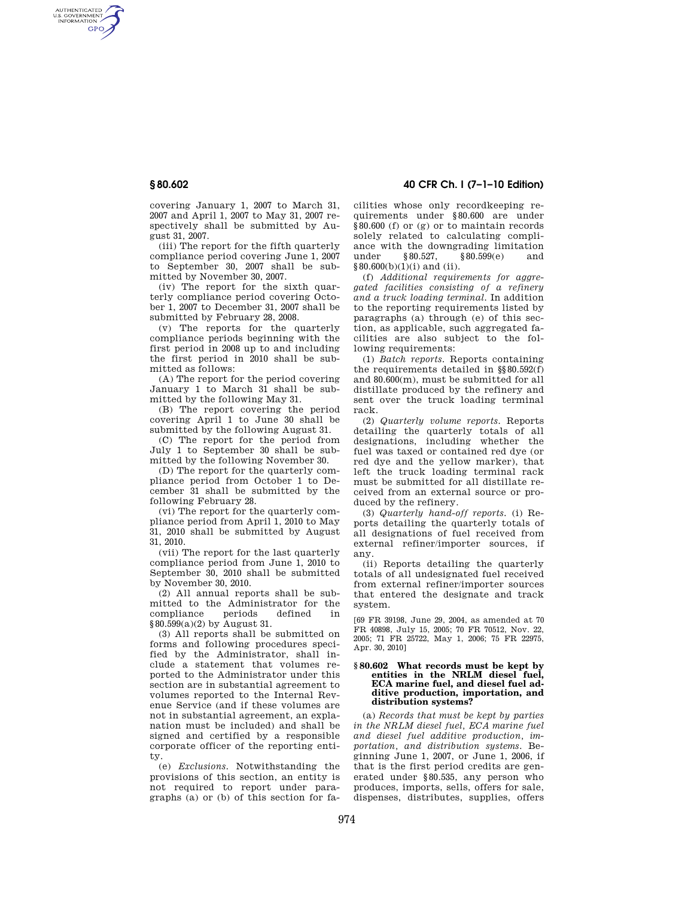covering January 1, 2007 to March 31, 2007 and April 1, 2007 to May 31, 2007 respectively shall be submitted by August 31, 2007.

(iii) The report for the fifth quarterly compliance period covering June 1, 2007 to September 30, 2007 shall be submitted by November 30, 2007.

(iv) The report for the sixth quarterly compliance period covering October 1, 2007 to December 31, 2007 shall be submitted by February 28, 2008.

(v) The reports for the quarterly compliance periods beginning with the first period in 2008 up to and including the first period in 2010 shall be submitted as follows:

(A) The report for the period covering January 1 to March 31 shall be submitted by the following May 31.

(B) The report covering the period covering April 1 to June 30 shall be submitted by the following August 31.

(C) The report for the period from July 1 to September 30 shall be submitted by the following November 30.

(D) The report for the quarterly compliance period from October 1 to December 31 shall be submitted by the following February 28.

(vi) The report for the quarterly compliance period from April 1, 2010 to May 31, 2010 shall be submitted by August 31, 2010.

(vii) The report for the last quarterly compliance period from June 1, 2010 to September 30, 2010 shall be submitted by November 30, 2010.

(2) All annual reports shall be submitted to the Administrator for the compliance periods defined in §80.599(a)(2) by August 31.

(3) All reports shall be submitted on forms and following procedures specified by the Administrator, shall include a statement that volumes reported to the Administrator under this section are in substantial agreement to volumes reported to the Internal Revenue Service (and if these volumes are not in substantial agreement, an explanation must be included) and shall be signed and certified by a responsible corporate officer of the reporting entity.

(e) *Exclusions.* Notwithstanding the provisions of this section, an entity is not required to report under paragraphs (a) or (b) of this section for facilities whose only recordkeeping requirements under §80.600 are under §80.600 (f) or (g) or to maintain records solely related to calculating compliance with the downgrading limitation under §80.527, §80.599(e) and §80.600(b)(1)(i) and (ii).

(f) *Additional requirements for aggregated facilities consisting of a refinery and a truck loading terminal.* In addition to the reporting requirements listed by paragraphs (a) through (e) of this section, as applicable, such aggregated facilities are also subject to the following requirements:

(1) *Batch reports.* Reports containing the requirements detailed in §§80.592(f) and 80.600(m), must be submitted for all distillate produced by the refinery and sent over the truck loading terminal rack.

(2) *Quarterly volume reports.* Reports detailing the quarterly totals of all designations, including whether the fuel was taxed or contained red dye (or red dye and the yellow marker), that left the truck loading terminal rack must be submitted for all distillate received from an external source or produced by the refinery.

(3) *Quarterly hand-off reports.* (i) Reports detailing the quarterly totals of all designations of fuel received from external refiner/importer sources, if any.

(ii) Reports detailing the quarterly totals of all undesignated fuel received from external refiner/importer sources that entered the designate and track system.

[69 FR 39198, June 29, 2004, as amended at 70 FR 40898, July 15, 2005; 70 FR 70512, Nov. 22, 2005; 71 FR 25722, May 1, 2006; 75 FR 22975, Apr. 30, 2010]

### §80.602 What records must be kept by entities in the NRLM diesel fuel, ECA marine fuel, and diesel fuel additive production, importation, and distribution systems?

(a) *Records that must be kept by parties in the NRLM diesel fuel, ECA marine fuel and diesel fuel additive production, importation, and distribution systems.* Beginning June 1, 2007, or June 1, 2006, if that is the first period credits are generated under §80.535, any person who produces, imports, sells, offers for sale, dispenses, distributes, supplies, offers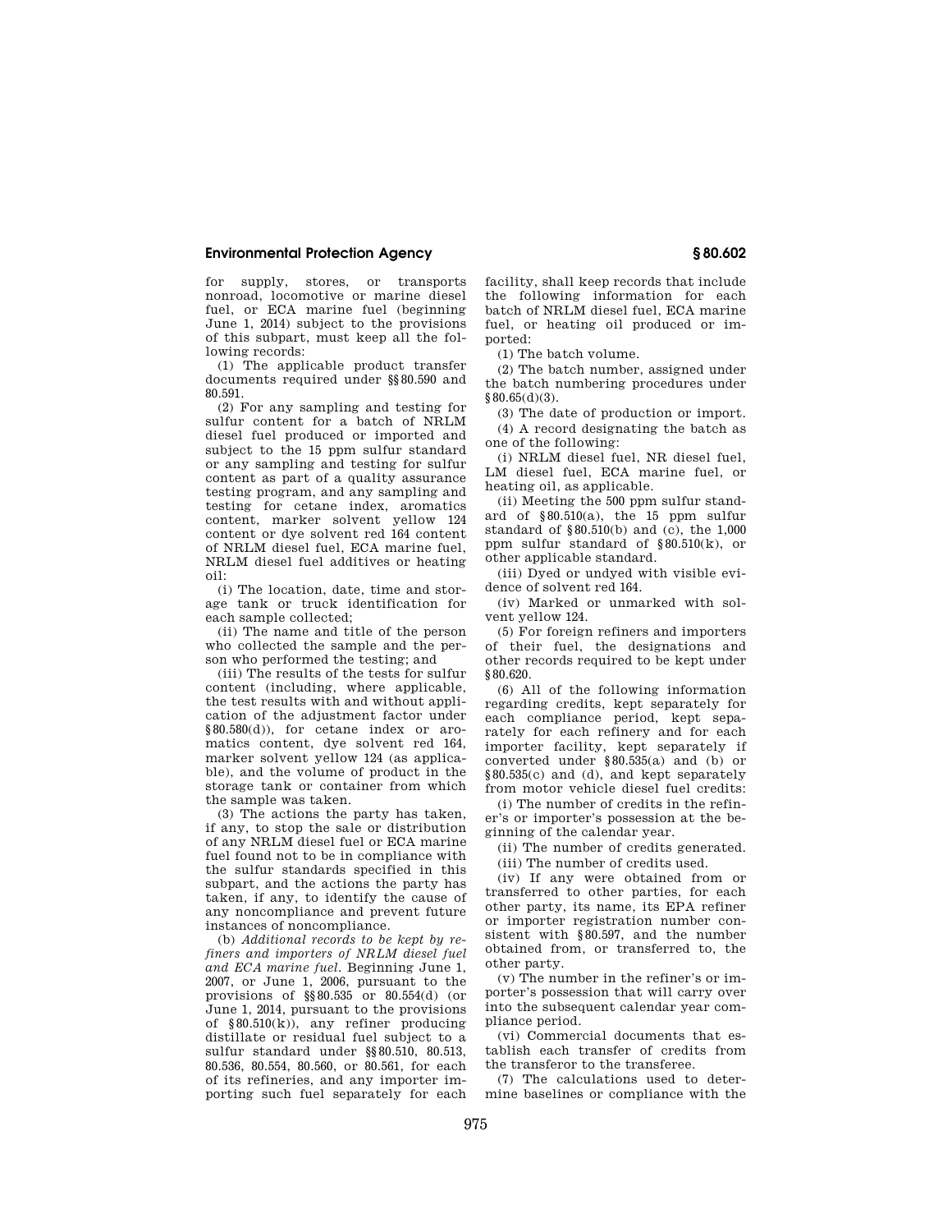for supply, stores, or transports nonroad, locomotive or marine diesel fuel, or ECA marine fuel (beginning June 1, 2014) subject to the provisions of this subpart, must keep all the following records:

(1) The applicable product transfer documents required under §§ 80.590 and 80.591.

(2) For any sampling and testing for sulfur content for a batch of NRLM diesel fuel produced or imported and subject to the 15 ppm sulfur standard or any sampling and testing for sulfur content as part of a quality assurance testing program, and any sampling and testing for cetane index, aromatics content, marker solvent yellow 124 content or dye solvent red 164 content of NRLM diesel fuel, ECA marine fuel, NRLM diesel fuel additives or heating oil:

(i) The location, date, time and storage tank or truck identification for each sample collected;

(ii) The name and title of the person who collected the sample and the person who performed the testing; and

(iii) The results of the tests for sulfur content (including, where applicable, the test results with and without application of the adjustment factor under § 80.580(d)), for cetane index or aromatics content, dye solvent red 164, marker solvent yellow 124 (as applicable), and the volume of product in the storage tank or container from which the sample was taken.

(3) The actions the party has taken, if any, to stop the sale or distribution of any NRLM diesel fuel or ECA marine fuel found not to be in compliance with the sulfur standards specified in this subpart, and the actions the party has taken, if any, to identify the cause of any noncompliance and prevent future instances of noncompliance.

(b) *Additional records to be kept by refiners and importers of NRLM diesel fuel and ECA marine fuel.* Beginning June 1, 2007, or June 1, 2006, pursuant to the provisions of §§ 80.535 or 80.554(d) (or June 1, 2014, pursuant to the provisions of § 80.510(k)), any refiner producing distillate or residual fuel subject to a sulfur standard under §§ 80.510, 80.513, 80.536, 80.554, 80.560, or 80.561, for each of its refineries, and any importer importing such fuel separately for each facility, shall keep records that include the following information for each batch of NRLM diesel fuel, ECA marine fuel, or heating oil produced or imported:

(1) The batch volume.

(2) The batch number, assigned under the batch numbering procedures under § 80.65(d)(3).

(3) The date of production or import.

(4) A record designating the batch as one of the following:

(i) NRLM diesel fuel, NR diesel fuel, LM diesel fuel, ECA marine fuel, or heating oil, as applicable.

(ii) Meeting the 500 ppm sulfur standard of § 80.510(a), the 15 ppm sulfur standard of § 80.510(b) and (c), the 1,000 ppm sulfur standard of § 80.510(k), or other applicable standard.

(iii) Dyed or undyed with visible evidence of solvent red 164.

(iv) Marked or unmarked with solvent yellow 124.

(5) For foreign refiners and importers of their fuel, the designations and other records required to be kept under § 80.620.

(6) All of the following information regarding credits, kept separately for each compliance period, kept separately for each refinery and for each importer facility, kept separately if converted under § 80.535(a) and (b) or § 80.535(c) and (d), and kept separately from motor vehicle diesel fuel credits:

(i) The number of credits in the refiner's or importer's possession at the beginning of the calendar year.

(ii) The number of credits generated.

(iii) The number of credits used.

(iv) If any were obtained from or transferred to other parties, for each other party, its name, its EPA refiner or importer registration number consistent with § 80.597, and the number obtained from, or transferred to, the other party.

(v) The number in the refiner's or importer's possession that will carry over into the subsequent calendar year compliance period.

(vi) Commercial documents that establish each transfer of credits from the transferor to the transferee.

(7) The calculations used to determine baselines or compliance with the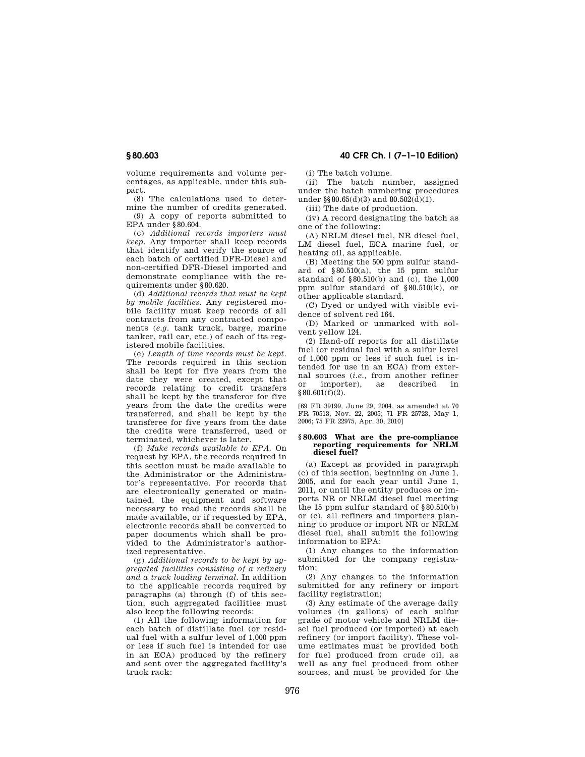volume requirements and volume percentages, as applicable, under this subpart.

(8) The calculations used to determine the number of credits generated.

(9) A copy of reports submitted to EPA under §80.604.

(c) *Additional records importers must keep.* Any importer shall keep records that identify and verify the source of each batch of certified DFR-Diesel and non-certified DFR-Diesel imported and demonstrate compliance with the requirements under §80.620.

(d) *Additional records that must be kept by mobile facilities.* Any registered mobile facility must keep records of all contracts from any contracted components (*e.g.* tank truck, barge, marine tanker, rail car, etc.) of each of its registered mobile facilities.

(e) *Length of time records must be kept.* The records required in this section shall be kept for five years from the date they were created, except that records relating to credit transfers shall be kept by the transferor for five years from the date the credits were transferred, and shall be kept by the transferee for five years from the date the credits were transferred, used or terminated, whichever is later.

(f) *Make records available to EPA.* On request by EPA, the records required in this section must be made available to the Administrator or the Administrator's representative. For records that are electronically generated or maintained, the equipment and software necessary to read the records shall be made available, or if requested by EPA, electronic records shall be converted to paper documents which shall be provided to the Administrator's authorized representative.

(g) *Additional records to be kept by aggregated facilities consisting of a refinery and a truck loading terminal.* In addition to the applicable records required by paragraphs (a) through (f) of this section, such aggregated facilities must also keep the following records:

(1) All the following information for each batch of distillate fuel (or residual fuel with a sulfur level of 1,000 ppm or less if such fuel is intended for use in an ECA) produced by the refinery and sent over the aggregated facility's truck rack:

(i) The batch volume.

(ii) The batch number, assigned under the batch numbering procedures under §§80.65(d)(3) and 80.502(d)(1).

(iii) The date of production.

(iv) A record designating the batch as one of the following:

(A) NRLM diesel fuel, NR diesel fuel, LM diesel fuel, ECA marine fuel, or heating oil, as applicable.

(B) Meeting the 500 ppm sulfur standard of §80.510(a), the 15 ppm sulfur standard of §80.510(b) and (c), the 1,000 ppm sulfur standard of §80.510(k), or other applicable standard.

(C) Dyed or undyed with visible evidence of solvent red 164.

(D) Marked or unmarked with solvent yellow 124.

(2) Hand-off reports for all distillate fuel (or residual fuel with a sulfur level of 1,000 ppm or less if such fuel is intended for use in an ECA) from external sources (*i.e.,* from another refiner or importer), as described in §80.601(f)(2).

[69 FR 39199, June 29, 2004, as amended at 70 FR 70513, Nov. 22, 2005; 71 FR 25723, May 1, 2006; 75 FR 22975, Apr. 30, 2010]

### §80.603 What are the pre-compliance reporting requirements for NRLM diesel fuel?

(a) Except as provided in paragraph (c) of this section, beginning on June 1, 2005, and for each year until June 1, 2011, or until the entity produces or imports NR or NRLM diesel fuel meeting the 15 ppm sulfur standard of §80.510(b) or (c), all refiners and importers planning to produce or import NR or NRLM diesel fuel, shall submit the following information to EPA:

(1) Any changes to the information submitted for the company registration;

(2) Any changes to the information submitted for any refinery or import facility registration;

(3) Any estimate of the average daily volumes (in gallons) of each sulfur grade of motor vehicle and NRLM diesel fuel produced (or imported) at each refinery (or import facility). These volume estimates must be provided both for fuel produced from crude oil, as well as any fuel produced from other sources, and must be provided for the